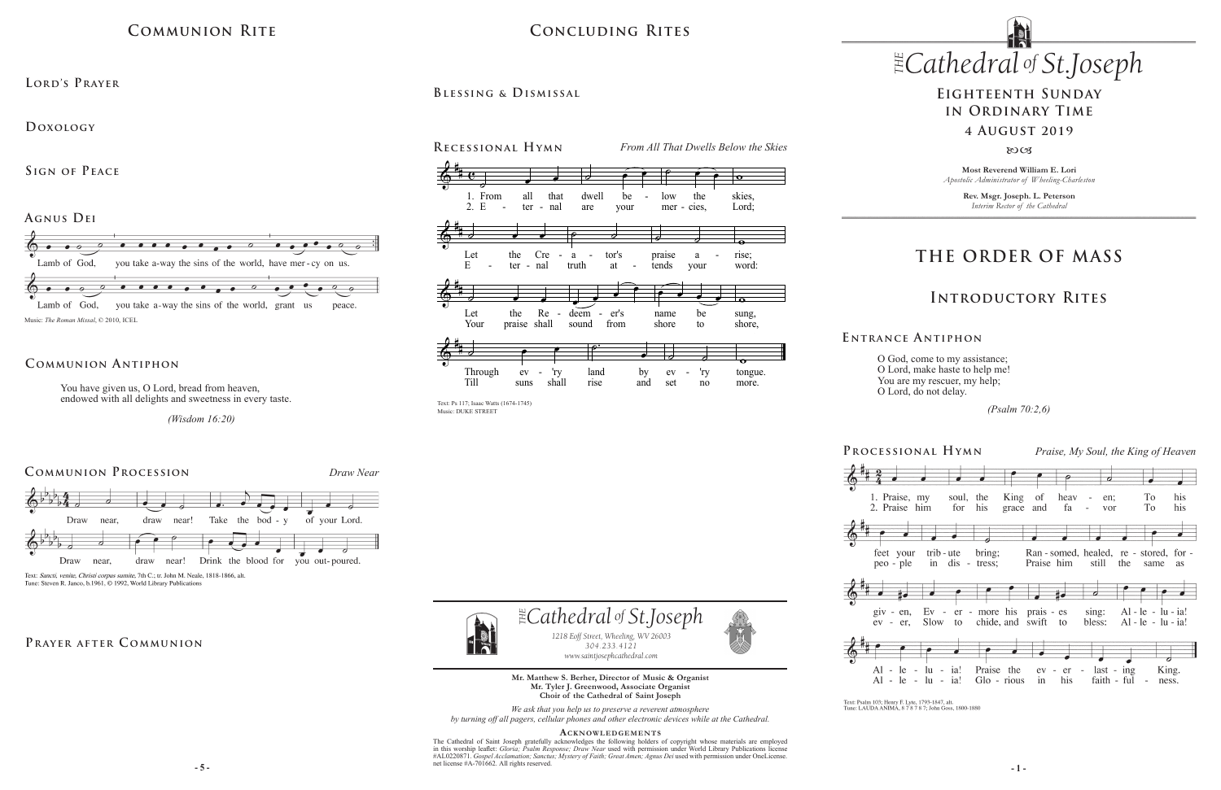## Communion Rite

### Lord's Prayer

### Doxology

### Sign of Peace

### Agnus Dei

Lamb of God, you take away the sins of the world, have mercy on us.

Lamb of God, you take away the sins of the world, grant us peace.

Music: *The Roman Missal*, © 2010, ICEL

### Communion Antiphon

You have given us, O Lord, bread from heaven,
endowed with all delights and sweetness in every taste.

*(Wisdom 16:20)*

### Communion Procession

*Draw Near*

Draw near, draw near! Take the body of your Lord.

Draw near, draw near! Drink the blood for you outpoured.

Text: *Sancti, venite, Christi corpus sumite*, 7th C.; tr. John M. Neale, 1818-1866, alt.
Tune: Steven R. Janco, b.1961, © 1992, World Library Publications

### Prayer after Communion

## Concluding Rites

### Blessing & Dismissal

### Recessional Hymn

*From All That Dwells Below the Skies*

1. From all that dwell below the skies, Let the Creator's praise arise; Let the Redeemer's name be sung, Through ev'ry land by ev'ry tongue.
2. Eternal are your mercies, Lord; Eternal truth attends your word: Your praise shall sound from shore to shore, Till suns shall rise and set no more.

Text: Ps 117; Isaac Watts (1674-1745)
Music: DUKE STREET

*The* Cathedral *of* St.Joseph

*1218 Eoff Street, Wheeling, WV 26003*
*304.233.4121*
*www.saintjosephcathedral.com*

**Mr. Matthew S. Berher, Director of Music & Organist**
**Mr. Tyler J. Greenwood, Associate Organist**
**Choir of the Cathedral of Saint Joseph**

*We ask that you help us to preserve a reverent atmosphere by turning off all pagers, cellular phones and other electronic devices while at the Cathedral.*

**Acknowledgements**

The Cathedral of Saint Joseph gratefully acknowledges the following holders of copyright whose materials are employed in this worship leaflet: *Gloria; Psalm Response; Draw Near* used with permission under World Library Publications license #AL0220871. *Gospel Acclamation; Sanctus; Mystery of Faith; Great Amen; Agnus Dei* used with permission under OneLicense.net license #A-701662. All rights reserved.

# *The* Cathedral *of* St.Joseph

## Eighteenth Sunday in Ordinary Time

### 4 August 2019

**Most Reverend William E. Lori**
*Apostolic Administrator of Wheeling-Charleston*

**Rev. Msgr. Joseph. L. Peterson**
*Interim Rector of the Cathedral*

# The Order of Mass

## Introductory Rites

### Entrance Antiphon

O God, come to my assistance;
O Lord, make haste to help me!
You are my rescuer, my help;
O Lord, do not delay.

*(Psalm 70:2,6)*

### Processional Hymn

*Praise, My Soul, the King of Heaven*

1. Praise, my soul, the King of heaven; To his feet your tribute bring; Ransomed, healed, restored, forgiven, Evermore his praises sing: Alleluia! Alleluia! Praise the everlasting King.
2. Praise him for his grace and favor To his people in distress; Praise him still the same as ever, Slow to chide, and swift to bless: Alleluia! Alleluia! Glorious in his faithfulness.

Text: Psalm 103; Henry F. Lyte, 1793-1847, alt.
Tune: LAUDA ANIMA, 8 7 8 7 8 7; John Goss, 1800-1880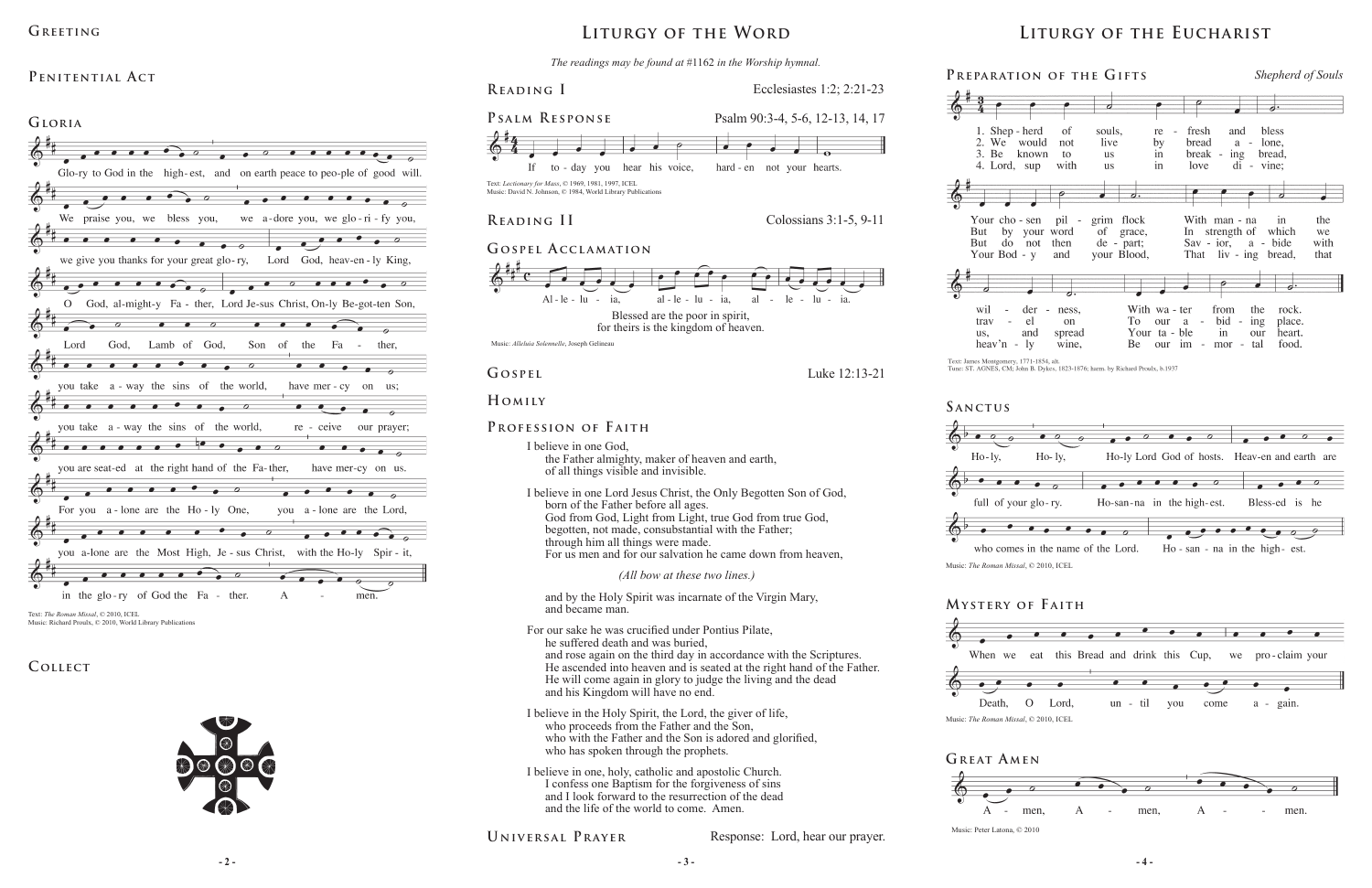## Greeting

## Penitential Act

## Gloria

Glo-ry to God in the high-est, and on earth peace to peo-ple of good will.

We praise you, we bless you, we a-dore you, we glo-ri-fy you,

we give you thanks for your great glo-ry, Lord God, heav-en-ly King,

O God, al-might-y Fa-ther, Lord Je-sus Christ, On-ly Be-got-ten Son,

Lord God, Lamb of God, Son of the Fa-ther,

you take a-way the sins of the world, have mer-cy on us;

you take a-way the sins of the world, re-ceive our prayer;

you are seat-ed at the right hand of the Fa-ther, have mer-cy on us.

For you a-lone are the Ho-ly One, you a-lone are the Lord,

you a-lone are the Most High, Je-sus Christ, with the Ho-ly Spir-it,

in the glo-ry of God the Fa-ther. A-men.

Text: *The Roman Missal*, © 2010, ICEL.
Music: Richard Proulx, © 2010, World Library Publications

## Collect

# Liturgy of the Word

*The readings may be found at #1162 in the Worship hymnal.*

## Reading I

Ecclesiastes 1:2; 2:21-23

## Psalm Response

Psalm 90:3-4, 5-6, 12-13, 14, 17

If to-day you hear his voice, hard-en not your hearts.

Text: *Lectionary for Mass*, © 1969, 1981, 1997, ICEL
Music: David N. Johnson, © 1984, World Library Publications

## Reading II

Colossians 3:1-5, 9-11

## Gospel Acclamation

Al-le-lu-ia, al-le-lu-ia, al-le-lu-ia.

Blessed are the poor in spirit,
for theirs is the kingdom of heaven.

Music: *Alleluia Solennelle*, Joseph Gelineau

## Gospel

Luke 12:13-21

## Homily

## Profession of Faith

I believe in one God,
the Father almighty, maker of heaven and earth,
of all things visible and invisible.

I believe in one Lord Jesus Christ, the Only Begotten Son of God,
born of the Father before all ages.
God from God, Light from Light, true God from true God,
begotten, not made, consubstantial with the Father;
through him all things were made.
For us men and for our salvation he came down from heaven,

*(All bow at these two lines.)*

and by the Holy Spirit was incarnate of the Virgin Mary,
and became man.

For our sake he was crucified under Pontius Pilate,
he suffered death and was buried,
and rose again on the third day in accordance with the Scriptures.
He ascended into heaven and is seated at the right hand of the Father.
He will come again in glory to judge the living and the dead
and his Kingdom will have no end.

I believe in the Holy Spirit, the Lord, the giver of life,
who proceeds from the Father and the Son,
who with the Father and the Son is adored and glorified,
who has spoken through the prophets.

I believe in one, holy, catholic and apostolic Church.
I confess one Baptism for the forgiveness of sins
and I look forward to the resurrection of the dead
and the life of the world to come. Amen.

## Universal Prayer

Response: Lord, hear our prayer.

# Liturgy of the Eucharist

## Preparation of the Gifts

*Shepherd of Souls*

1. Shep-herd of souls, re-fresh and bless Your cho-sen pil-grim flock With man-na in the wil-der-ness, With wa-ter from the rock.
2. We would not live by bread a-lone, But by your word of grace, In strength of which we trav-el on To our a-bid-ing place.
3. Be known to us in break-ing bread, But do not then de-part; Sav-ior, a-bide with us, and spread Your ta-ble in our heart.
4. Lord, sup with us in love di-vine; Your Bod-y and your Blood, That liv-ing bread, that heav'n-ly wine, Be our im-mor-tal food.

Text: James Montgomery, 1771-1854, alt.
Tune: ST. AGNES, CM; John B. Dykes, 1823-1876; harm. by Richard Proulx, b.1937

## Sanctus

Ho-ly, Ho-ly, Ho-ly Lord God of hosts. Heav-en and earth are full of your glo-ry. Ho-san-na in the high-est. Bless-ed is he who comes in the name of the Lord. Ho-san-na in the high-est.

Music: *The Roman Missal*, © 2010, ICEL

## Mystery of Faith

When we eat this Bread and drink this Cup, we pro-claim your Death, O Lord, un-til you come a-gain.

Music: *The Roman Missal*, © 2010, ICEL

## Great Amen

A-men, A-men, A-men.

Music: Peter Latona, © 2010